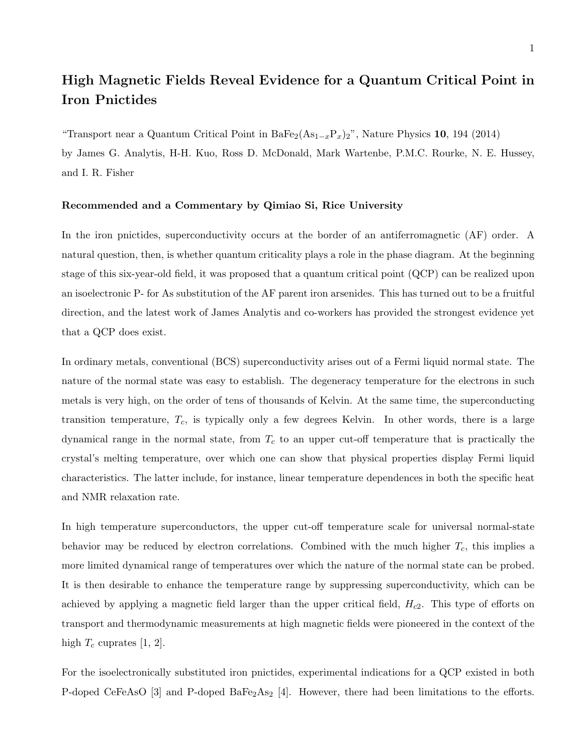# High Magnetic Fields Reveal Evidence for a Quantum Critical Point in Iron Pnictides

"Transport near a Quantum Critical Point in $BaFe_2(As_{1-x}P_x)_2$", Nature Physics **10**, 194 (2014) by James G. Analytis, H-H. Kuo, Ross D. McDonald, Mark Wartenbe, P.M.C. Rourke, N. E. Hussey, and I. R. Fisher

**Recommended and a Commentary by Qimiao Si, Rice University**

In the iron pnictides, superconductivity occurs at the border of an antiferromagnetic (AF) order. A natural question, then, is whether quantum criticality plays a role in the phase diagram. At the beginning stage of this six-year-old field, it was proposed that a quantum critical point (QCP) can be realized upon an isoelectronic P- for As substitution of the AF parent iron arsenides. This has turned out to be a fruitful direction, and the latest work of James Analytis and co-workers has provided the strongest evidence yet that a QCP does exist.

In ordinary metals, conventional (BCS) superconductivity arises out of a Fermi liquid normal state. The nature of the normal state was easy to establish. The degeneracy temperature for the electrons in such metals is very high, on the order of tens of thousands of Kelvin. At the same time, the superconducting transition temperature, $T_c$, is typically only a few degrees Kelvin. In other words, there is a large dynamical range in the normal state, from $T_c$ to an upper cut-off temperature that is practically the crystal's melting temperature, over which one can show that physical properties display Fermi liquid characteristics. The latter include, for instance, linear temperature dependences in both the specific heat and NMR relaxation rate.

In high temperature superconductors, the upper cut-off temperature scale for universal normal-state behavior may be reduced by electron correlations. Combined with the much higher $T_c$, this implies a more limited dynamical range of temperatures over which the nature of the normal state can be probed. It is then desirable to enhance the temperature range by suppressing superconductivity, which can be achieved by applying a magnetic field larger than the upper critical field, $H_{c2}$. This type of efforts on transport and thermodynamic measurements at high magnetic fields were pioneered in the context of the high $T_c$ cuprates [1, 2].

For the isoelectronically substituted iron pnictides, experimental indications for a QCP existed in both P-doped CeFeAsO [3] and P-doped $BaFe_2As_2$ [4]. However, there had been limitations to the efforts.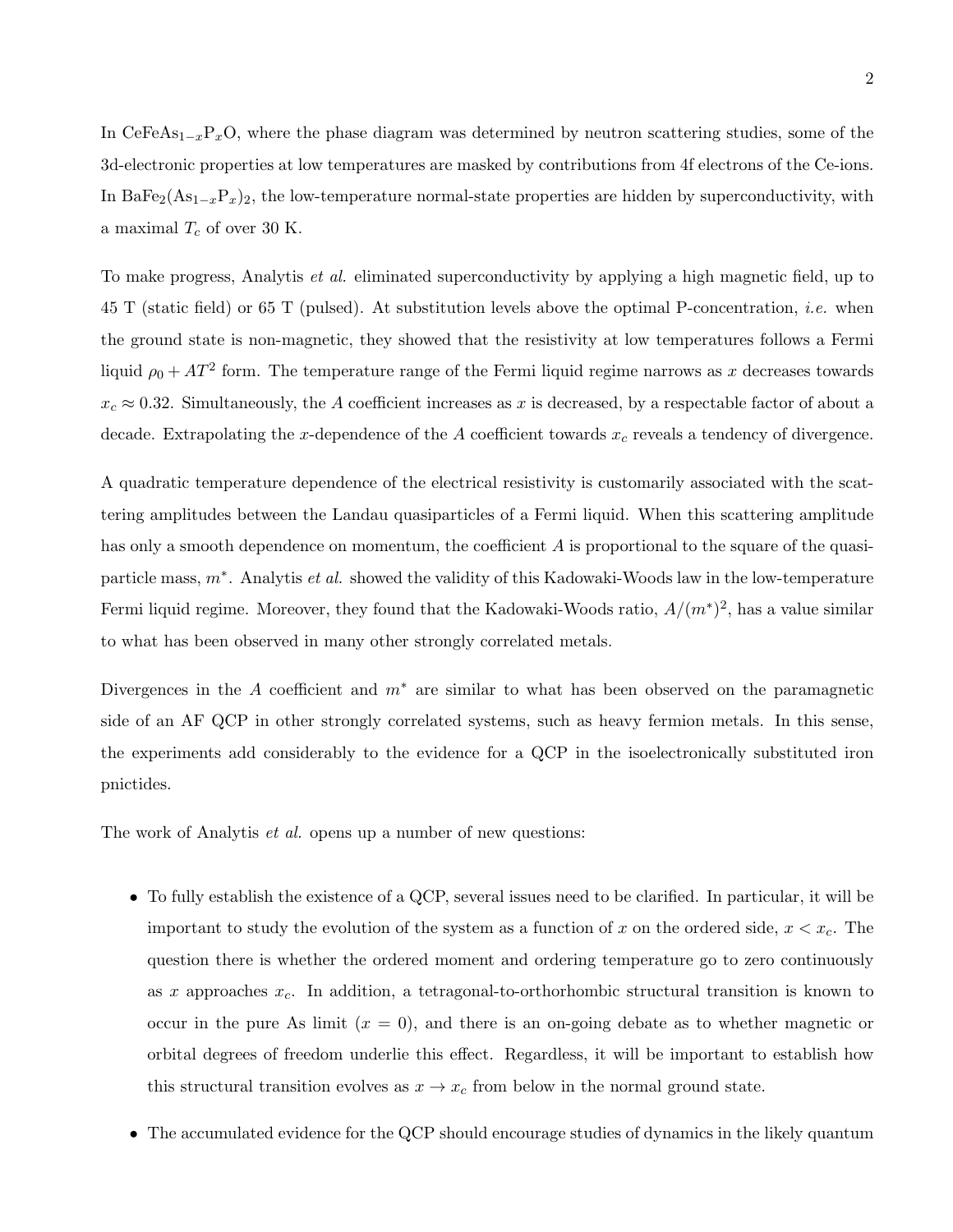In $CeFeAs_{1-x}P_xO$, where the phase diagram was determined by neutron scattering studies, some of the 3d-electronic properties at low temperatures are masked by contributions from 4f electrons of the Ce-ions. In $BaFe_2(As_{1-x}P_x)_2$, the low-temperature normal-state properties are hidden by superconductivity, with a maximal $T_c$ of over 30 K.

To make progress, Analytis *et al.* eliminated superconductivity by applying a high magnetic field, up to 45 T (static field) or 65 T (pulsed). At substitution levels above the optimal P-concentration, *i.e.* when the ground state is non-magnetic, they showed that the resistivity at low temperatures follows a Fermi liquid $\rho_0 + AT^2$ form. The temperature range of the Fermi liquid regime narrows as $x$ decreases towards $x_c \approx 0.32$. Simultaneously, the $A$ coefficient increases as $x$ is decreased, by a respectable factor of about a decade. Extrapolating the $x$-dependence of the $A$ coefficient towards $x_c$ reveals a tendency of divergence.

A quadratic temperature dependence of the electrical resistivity is customarily associated with the scattering amplitudes between the Landau quasiparticles of a Fermi liquid. When this scattering amplitude has only a smooth dependence on momentum, the coefficient $A$ is proportional to the square of the quasiparticle mass, $m^*$. Analytis *et al.* showed the validity of this Kadowaki-Woods law in the low-temperature Fermi liquid regime. Moreover, they found that the Kadowaki-Woods ratio, $A/(m^*)^2$, has a value similar to what has been observed in many other strongly correlated metals.

Divergences in the $A$ coefficient and $m^*$ are similar to what has been observed on the paramagnetic side of an AF QCP in other strongly correlated systems, such as heavy fermion metals. In this sense, the experiments add considerably to the evidence for a QCP in the isoelectronically substituted iron pnictides.

The work of Analytis *et al.* opens up a number of new questions:

- To fully establish the existence of a QCP, several issues need to be clarified. In particular, it will be important to study the evolution of the system as a function of $x$ on the ordered side, $x < x_c$. The question there is whether the ordered moment and ordering temperature go to zero continuously as $x$ approaches $x_c$. In addition, a tetragonal-to-orthorhombic structural transition is known to occur in the pure As limit ($x = 0$), and there is an on-going debate as to whether magnetic or orbital degrees of freedom underlie this effect. Regardless, it will be important to establish how this structural transition evolves as $x \to x_c$ from below in the normal ground state.

- The accumulated evidence for the QCP should encourage studies of dynamics in the likely quantum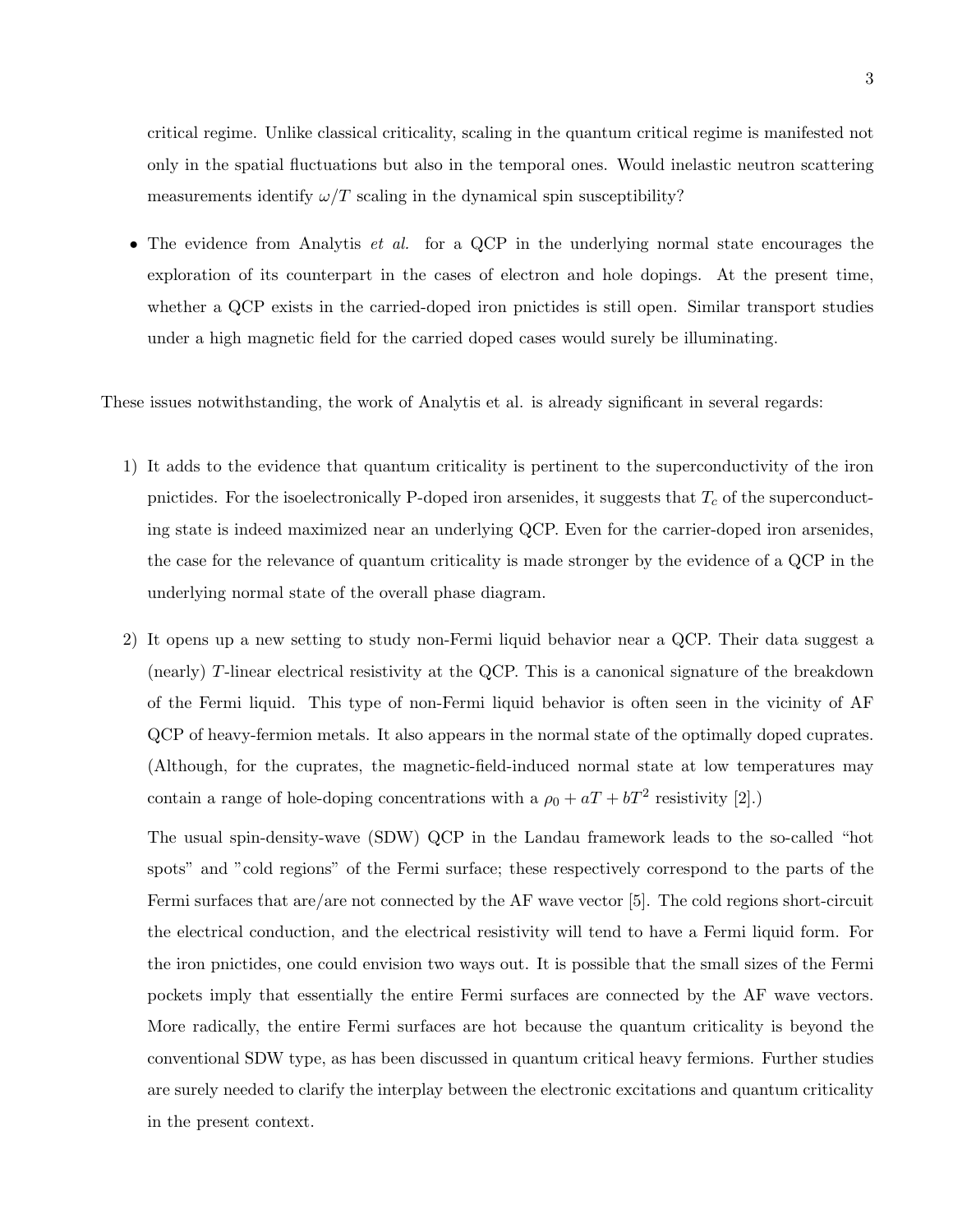critical regime. Unlike classical criticality, scaling in the quantum critical regime is manifested not only in the spatial fluctuations but also in the temporal ones. Would inelastic neutron scattering measurements identify $\omega/T$ scaling in the dynamical spin susceptibility?

- The evidence from Analytis *et al.* for a QCP in the underlying normal state encourages the exploration of its counterpart in the cases of electron and hole dopings. At the present time, whether a QCP exists in the carried-doped iron pnictides is still open. Similar transport studies under a high magnetic field for the carried doped cases would surely be illuminating.

These issues notwithstanding, the work of Analytis et al. is already significant in several regards:

1) It adds to the evidence that quantum criticality is pertinent to the superconductivity of the iron pnictides. For the isoelectronically P-doped iron arsenides, it suggests that $T_c$ of the superconducting state is indeed maximized near an underlying QCP. Even for the carrier-doped iron arsenides, the case for the relevance of quantum criticality is made stronger by the evidence of a QCP in the underlying normal state of the overall phase diagram.

2) It opens up a new setting to study non-Fermi liquid behavior near a QCP. Their data suggest a (nearly) $T$-linear electrical resistivity at the QCP. This is a canonical signature of the breakdown of the Fermi liquid. This type of non-Fermi liquid behavior is often seen in the vicinity of AF QCP of heavy-fermion metals. It also appears in the normal state of the optimally doped cuprates. (Although, for the cuprates, the magnetic-field-induced normal state at low temperatures may contain a range of hole-doping concentrations with a $\rho_0 + aT + bT^2$ resistivity [2].)

   The usual spin-density-wave (SDW) QCP in the Landau framework leads to the so-called "hot spots" and "cold regions" of the Fermi surface; these respectively correspond to the parts of the Fermi surfaces that are/are not connected by the AF wave vector [5]. The cold regions short-circuit the electrical conduction, and the electrical resistivity will tend to have a Fermi liquid form. For the iron pnictides, one could envision two ways out. It is possible that the small sizes of the Fermi pockets imply that essentially the entire Fermi surfaces are connected by the AF wave vectors. More radically, the entire Fermi surfaces are hot because the quantum criticality is beyond the conventional SDW type, as has been discussed in quantum critical heavy fermions. Further studies are surely needed to clarify the interplay between the electronic excitations and quantum criticality in the present context.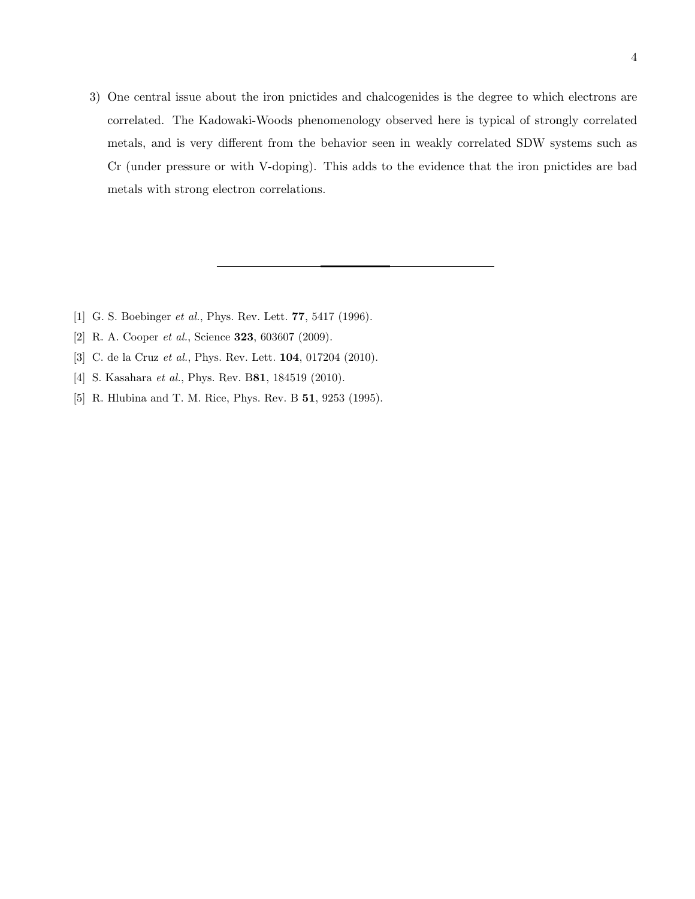3) One central issue about the iron pnictides and chalcogenides is the degree to which electrons are correlated. The Kadowaki-Woods phenomenology observed here is typical of strongly correlated metals, and is very different from the behavior seen in weakly correlated SDW systems such as Cr (under pressure or with V-doping). This adds to the evidence that the iron pnictides are bad metals with strong electron correlations.

---

[1] G. S. Boebinger *et al.*, Phys. Rev. Lett. **77**, 5417 (1996).

[2] R. A. Cooper *et al.*, Science **323**, 603607 (2009).

[3] C. de la Cruz *et al.*, Phys. Rev. Lett. **104**, 017204 (2010).

[4] S. Kasahara *et al.*, Phys. Rev. B**81**, 184519 (2010).

[5] R. Hlubina and T. M. Rice, Phys. Rev. B **51**, 9253 (1995).